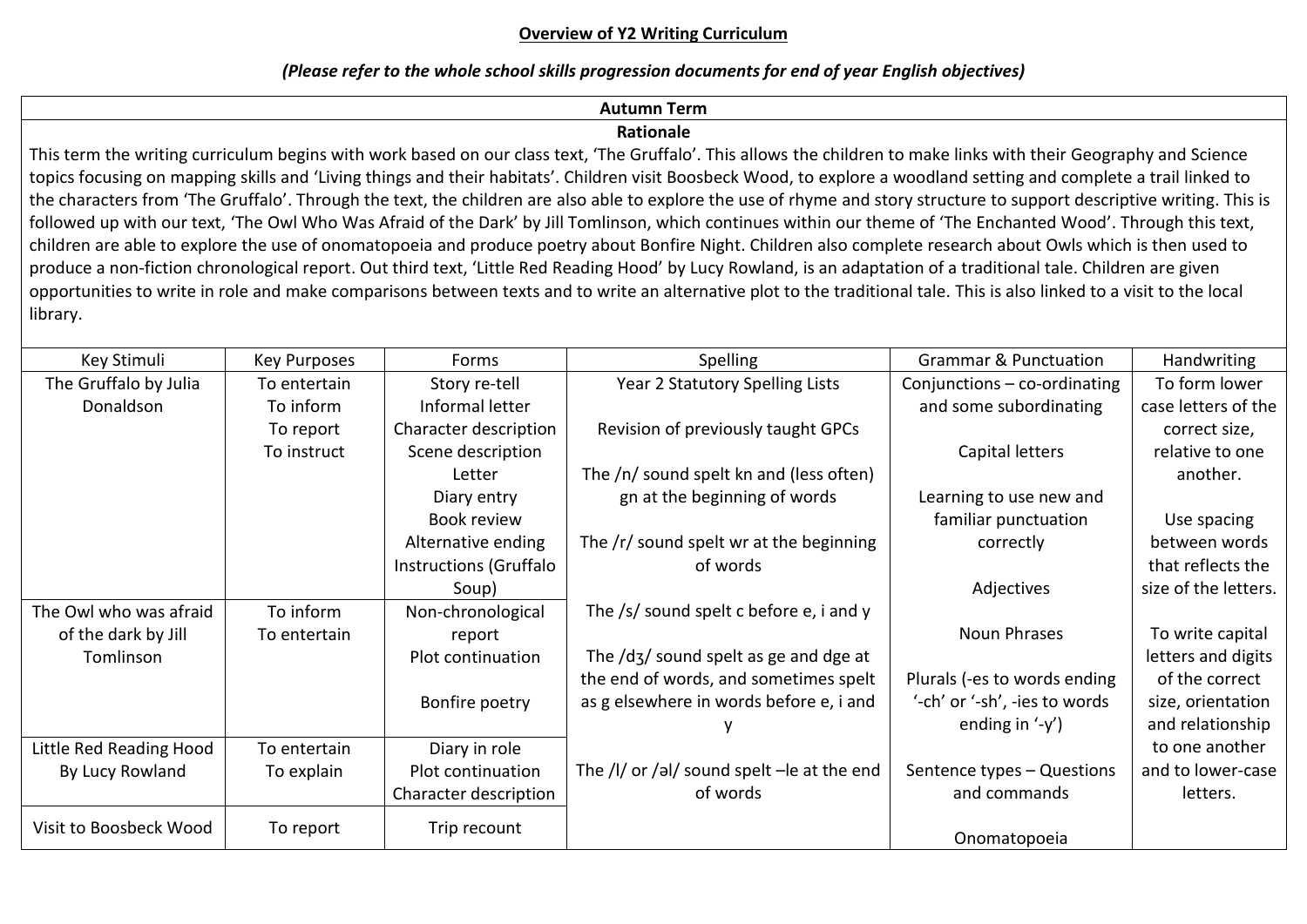# Overview of Y2 Writing Curriculum

***(Please refer to the whole school skills progression documents for end of year English objectives)***

## Autumn Term

### Rationale

This term the writing curriculum begins with work based on our class text, 'The Gruffalo'. This allows the children to make links with their Geography and Science topics focusing on mapping skills and 'Living things and their habitats'. Children visit Boosbeck Wood, to explore a woodland setting and complete a trail linked to the characters from 'The Gruffalo'. Through the text, the children are also able to explore the use of rhyme and story structure to support descriptive writing. This is followed up with our text, 'The Owl Who Was Afraid of the Dark' by Jill Tomlinson, which continues within our theme of 'The Enchanted Wood'. Through this text, children are able to explore the use of onomatopoeia and produce poetry about Bonfire Night. Children also complete research about Owls which is then used to produce a non-fiction chronological report. Out third text, 'Little Red Reading Hood' by Lucy Rowland, is an adaptation of a traditional tale. Children are given opportunities to write in role and make comparisons between texts and to write an alternative plot to the traditional tale. This is also linked to a visit to the local library.

| Key Stimuli | Key Purposes | Forms | Spelling | Grammar & Punctuation | Handwriting |
|---|---|---|---|---|---|
| The Gruffalo by Julia Donaldson | To entertain<br>To inform<br>To report<br>To instruct | Story re-tell<br>Informal letter<br>Character description<br>Scene description<br>Letter<br>Diary entry<br>Book review<br>Alternative ending<br>Instructions (Gruffalo Soup) | Year 2 Statutory Spelling Lists<br><br>Revision of previously taught GPCs<br><br>The /n/ sound spelt kn and (less often) gn at the beginning of words<br><br>The /r/ sound spelt wr at the beginning of words<br><br>The /s/ sound spelt c before e, i and y<br><br>The /dʒ/ sound spelt as ge and dge at the end of words, and sometimes spelt as g elsewhere in words before e, i and y<br><br>The /l/ or /əl/ sound spelt –le at the end of words | Conjunctions – co-ordinating and some subordinating<br><br>Capital letters<br><br>Learning to use new and familiar punctuation correctly<br><br>Adjectives<br><br>Noun Phrases<br><br>Plurals (-es to words ending '-ch' or '-sh', -ies to words ending in '-y')<br><br>Sentence types – Questions and commands<br><br>Onomatopoeia | To form lower case letters of the correct size, relative to one another.<br><br>Use spacing between words that reflects the size of the letters.<br><br>To write capital letters and digits of the correct size, orientation and relationship to one another and to lower-case letters. |
| The Owl who was afraid of the dark by Jill Tomlinson | To inform<br>To entertain | Non-chronological report<br>Plot continuation<br><br>Bonfire poetry | | | |
| Little Red Reading Hood By Lucy Rowland | To entertain<br>To explain | Diary in role<br>Plot continuation<br>Character description | | | |
| Visit to Boosbeck Wood | To report | Trip recount | | | |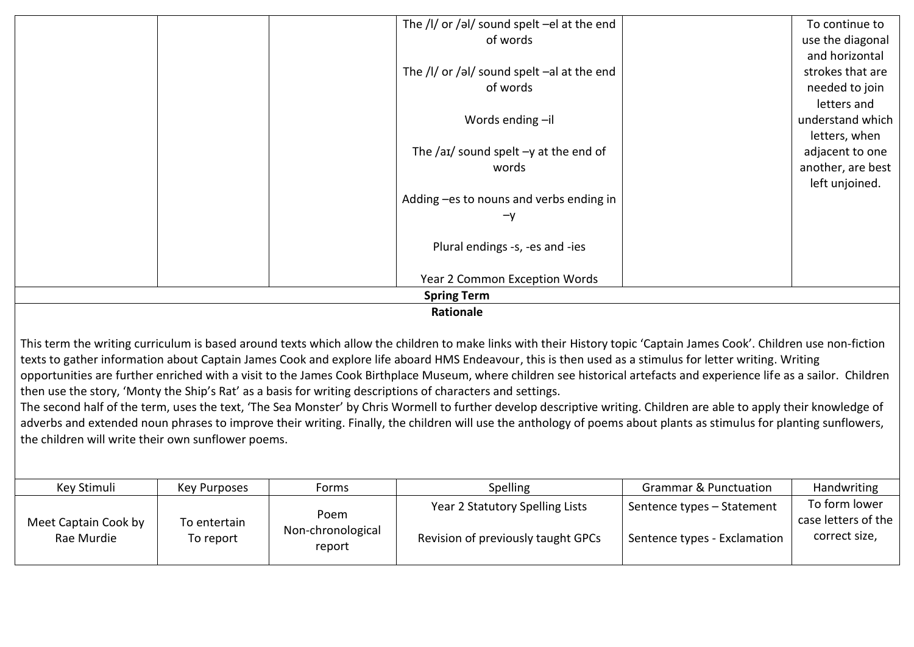| | | | The /l/ or /əl/ sound spelt –el at the end of words<br><br>The /l/ or /əl/ sound spelt –al at the end of words<br><br>Words ending –il<br><br>The /aɪ/ sound spelt –y at the end of words<br><br>Adding –es to nouns and verbs ending in –y<br><br>Plural endings -s, -es and -ies<br><br>Year 2 Common Exception Words | | To continue to use the diagonal and horizontal strokes that are needed to join letters and understand which letters, when adjacent to one another, are best left unjoined. |
|---|---|---|---|---|---|

**Spring Term**

**Rationale**

This term the writing curriculum is based around texts which allow the children to make links with their History topic 'Captain James Cook'. Children use non-fiction texts to gather information about Captain James Cook and explore life aboard HMS Endeavour, this is then used as a stimulus for letter writing. Writing opportunities are further enriched with a visit to the James Cook Birthplace Museum, where children see historical artefacts and experience life as a sailor. Children then use the story, 'Monty the Ship's Rat' as a basis for writing descriptions of characters and settings.

The second half of the term, uses the text, 'The Sea Monster' by Chris Wormell to further develop descriptive writing. Children are able to apply their knowledge of adverbs and extended noun phrases to improve their writing. Finally, the children will use the anthology of poems about plants as stimulus for planting sunflowers, the children will write their own sunflower poems.

| Key Stimuli | Key Purposes | Forms | Spelling | Grammar & Punctuation | Handwriting |
|---|---|---|---|---|---|
| Meet Captain Cook by Rae Murdie | To entertain<br>To report | Poem<br>Non-chronological report | Year 2 Statutory Spelling Lists<br><br>Revision of previously taught GPCs | Sentence types – Statement<br><br>Sentence types - Exclamation | To form lower case letters of the correct size, |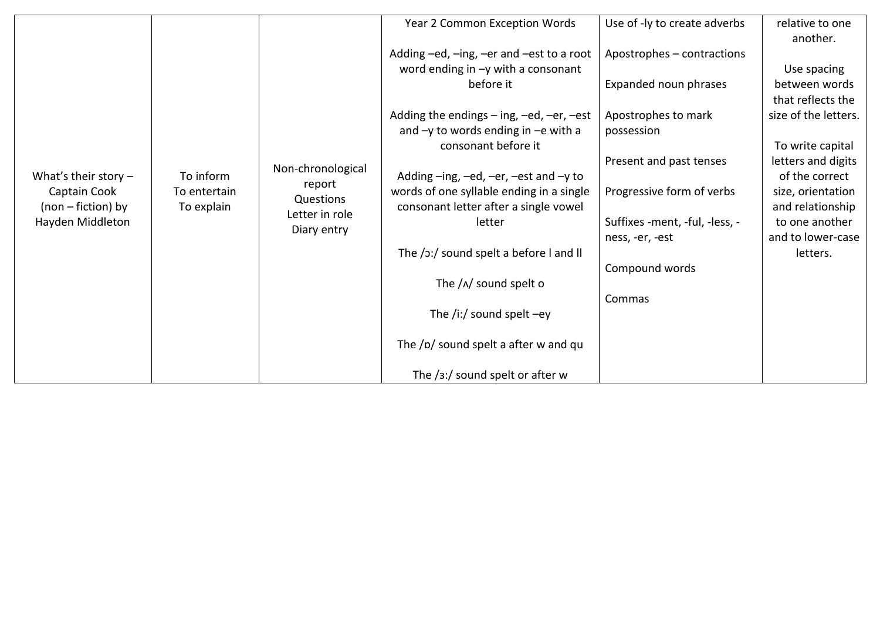| What's their story – Captain Cook (non – fiction) by Hayden Middleton | To inform<br>To entertain<br>To explain | Non-chronological report<br>Questions<br>Letter in role<br>Diary entry | Year 2 Common Exception Words<br><br>Adding –ed, –ing, –er and –est to a root word ending in –y with a consonant before it<br><br>Adding the endings – ing, –ed, –er, –est and –y to words ending in –e with a consonant before it<br><br>Adding –ing, –ed, –er, –est and –y to words of one syllable ending in a single consonant letter after a single vowel letter<br><br>The /ɔ:/ sound spelt a before l and ll<br><br>The /ʌ/ sound spelt o<br><br>The /i:/ sound spelt –ey<br><br>The /ɒ/ sound spelt a after w and qu<br><br>The /ɜ:/ sound spelt or after w | Use of -ly to create adverbs<br><br>Apostrophes – contractions<br><br>Expanded noun phrases<br><br>Apostrophes to mark possession<br><br>Present and past tenses<br><br>Progressive form of verbs<br><br>Suffixes -ment, -ful, -less, -ness, -er, -est<br><br>Compound words<br><br>Commas | relative to one another.<br><br>Use spacing between words that reflects the size of the letters.<br><br>To write capital letters and digits of the correct size, orientation and relationship to one another and to lower-case letters. |
|---|---|---|---|---|---|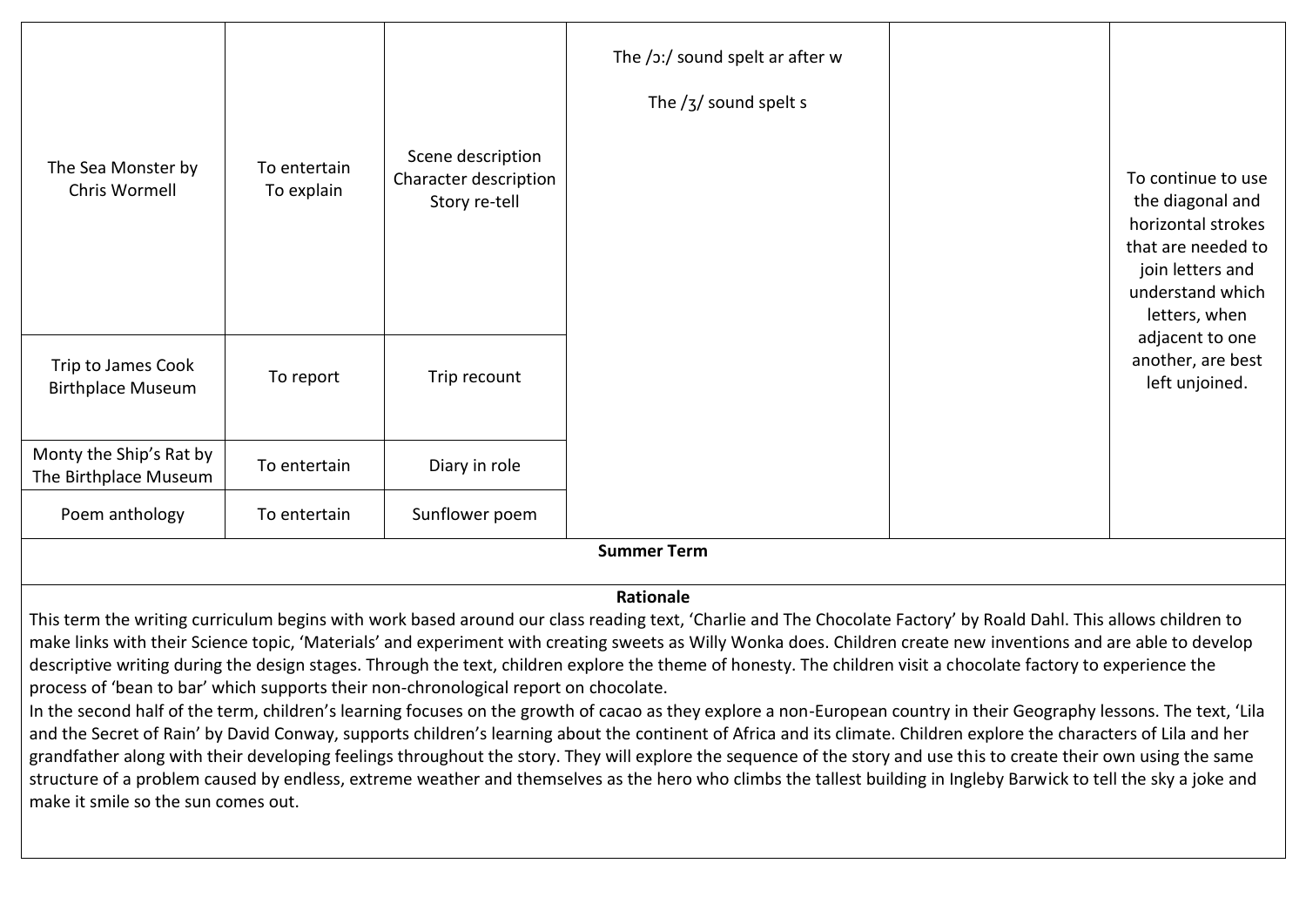| | | | | | |
|---|---|---|---|---|---|
| The Sea Monster by Chris Wormell | To entertain<br>To explain | Scene description<br>Character description<br>Story re-tell | The /ɔ:/ sound spelt ar after w<br><br>The /ʒ/ sound spelt s | | To continue to use the diagonal and horizontal strokes that are needed to join letters and understand which letters, when adjacent to one another, are best left unjoined. |
| Trip to James Cook Birthplace Museum | To report | Trip recount | | | |
| Monty the Ship's Rat by The Birthplace Museum | To entertain | Diary in role | | | |
| Poem anthology | To entertain | Sunflower poem | | | |

**Summer Term**

**Rationale**

This term the writing curriculum begins with work based around our class reading text, 'Charlie and The Chocolate Factory' by Roald Dahl. This allows children to make links with their Science topic, 'Materials' and experiment with creating sweets as Willy Wonka does. Children create new inventions and are able to develop descriptive writing during the design stages. Through the text, children explore the theme of honesty. The children visit a chocolate factory to experience the process of 'bean to bar' which supports their non-chronological report on chocolate.

In the second half of the term, children's learning focuses on the growth of cacao as they explore a non-European country in their Geography lessons. The text, 'Lila and the Secret of Rain' by David Conway, supports children's learning about the continent of Africa and its climate. Children explore the characters of Lila and her grandfather along with their developing feelings throughout the story. They will explore the sequence of the story and use this to create their own using the same structure of a problem caused by endless, extreme weather and themselves as the hero who climbs the tallest building in Ingleby Barwick to tell the sky a joke and make it smile so the sun comes out.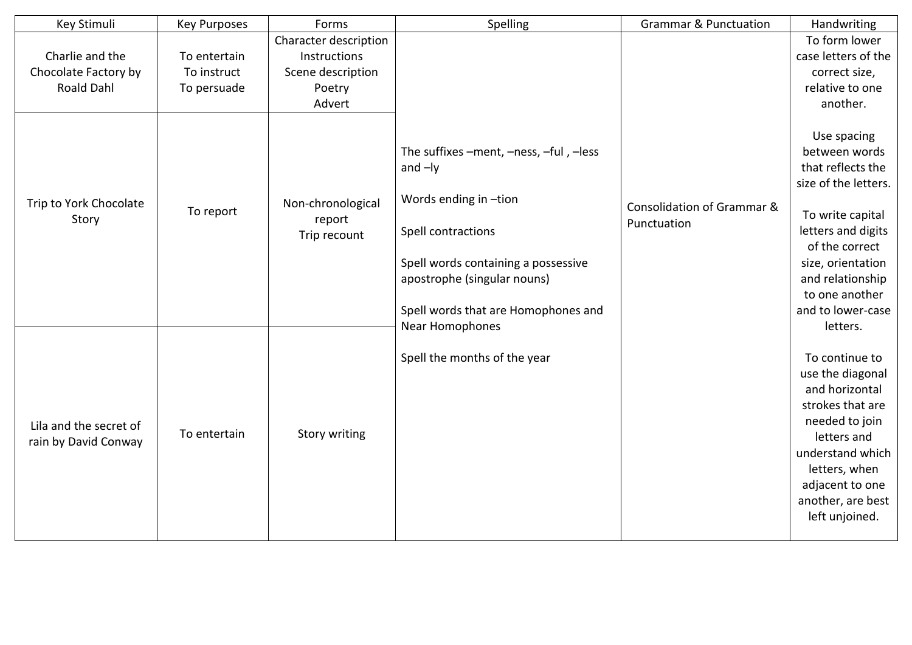| Key Stimuli | Key Purposes | Forms | Spelling | Grammar & Punctuation | Handwriting |
|---|---|---|---|---|---|
| Charlie and the Chocolate Factory by Roald Dahl | To entertain<br>To instruct<br>To persuade | Character description<br>Instructions<br>Scene description<br>Poetry<br>Advert | The suffixes –ment, –ness, –ful , –less and –ly<br><br>Words ending in –tion<br><br>Spell contractions<br><br>Spell words containing a possessive apostrophe (singular nouns)<br><br>Spell words that are Homophones and Near Homophones<br><br>Spell the months of the year | Consolidation of Grammar & Punctuation | To form lower case letters of the correct size, relative to one another.<br><br>Use spacing between words that reflects the size of the letters.<br><br>To write capital letters and digits of the correct size, orientation and relationship to one another and to lower-case letters.<br><br>To continue to use the diagonal and horizontal strokes that are needed to join letters and understand which letters, when adjacent to one another, are best left unjoined. |
| Trip to York Chocolate Story | To report | Non-chronological report<br>Trip recount | | | |
| Lila and the secret of rain by David Conway | To entertain | Story writing | | | |